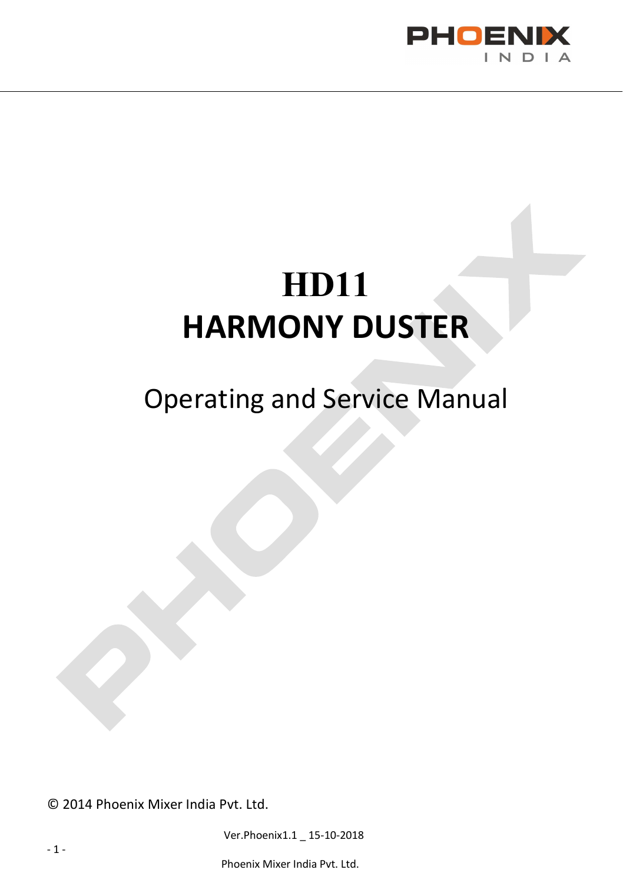# HD11

# HARMONY DUSTER

## Operating and Service Manual

© 2014 Phoenix Mixer India Pvt. Ltd.

Ver.Phoenix1.1 _ 15-10-2018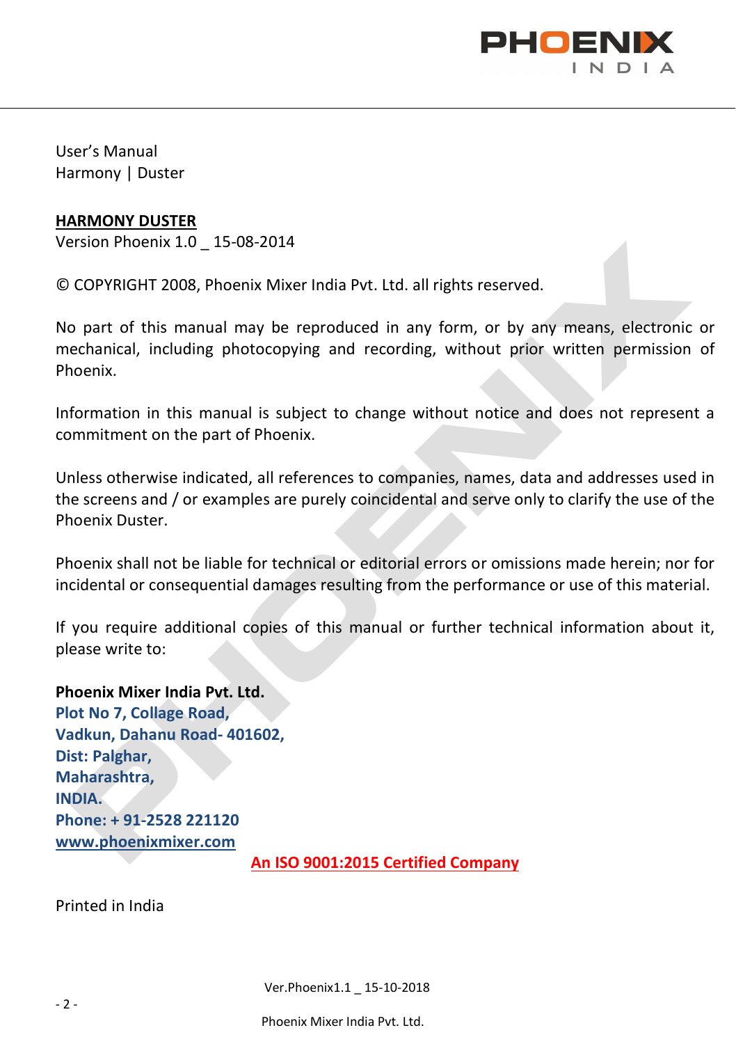User's Manual
Harmony | Duster

**HARMONY DUSTER**
Version Phoenix 1.0 _ 15-08-2014

© COPYRIGHT 2008, Phoenix Mixer India Pvt. Ltd. all rights reserved.

No part of this manual may be reproduced in any form, or by any means, electronic or mechanical, including photocopying and recording, without prior written permission of Phoenix.

Information in this manual is subject to change without notice and does not represent a commitment on the part of Phoenix.

Unless otherwise indicated, all references to companies, names, data and addresses used in the screens and / or examples are purely coincidental and serve only to clarify the use of the Phoenix Duster.

Phoenix shall not be liable for technical or editorial errors or omissions made herein; nor for incidental or consequential damages resulting from the performance or use of this material.

If you require additional copies of this manual or further technical information about it, please write to:

**Phoenix Mixer India Pvt. Ltd.**
**Plot No 7, Collage Road,**
**Vadkun, Dahanu Road- 401602,**
**Dist: Palghar,**
**Maharashtra,**
**INDIA.**
**Phone: + 91-2528 221120**
**www.phoenixmixer.com**

**An ISO 9001:2015 Certified Company**

Printed in India

Ver.Phoenix1.1 _ 15-10-2018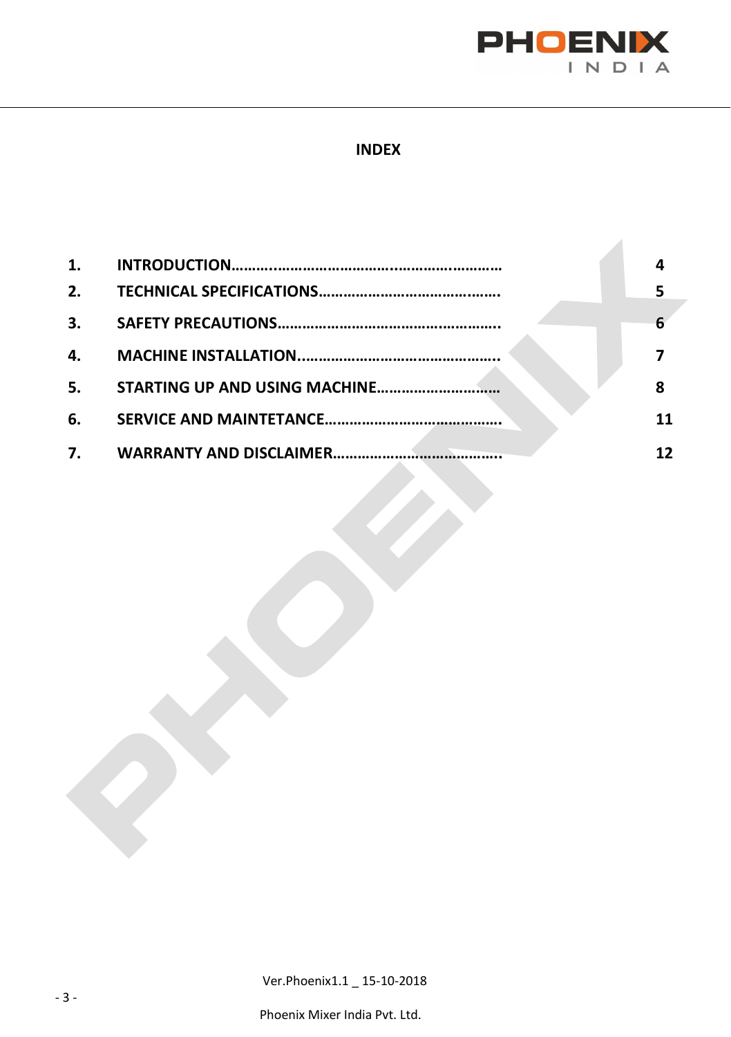# INDEX

| | | |
|---|---|---|
| **1.** | **INTRODUCTION………..………………………..……….…………** | **4** |
| **2.** | **TECHNICAL SPECIFICATIONS…………………………………….** | **5** |
| **3.** | **SAFETY PRECAUTIONS…………………………………….……….** | **6** |
| **4.** | **MACHINE INSTALLATION………………………………………….** | **7** |
| **5.** | **STARTING UP AND USING MACHINE…………………………** | **8** |
| **6.** | **SERVICE AND MAINTETANCE…………………………………….** | **11** |
| **7.** | **WARRANTY AND DISCLAIMER………………………………….** | **12** |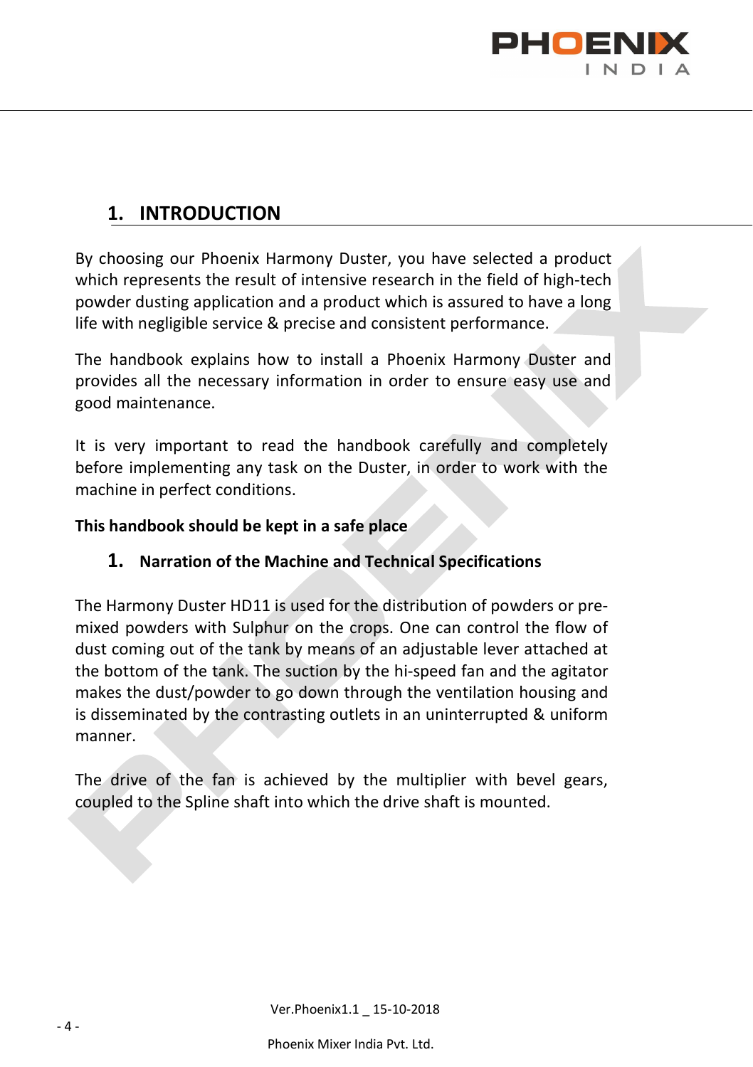# 1. INTRODUCTION

By choosing our Phoenix Harmony Duster, you have selected a product which represents the result of intensive research in the field of high-tech powder dusting application and a product which is assured to have a long life with negligible service & precise and consistent performance.

The handbook explains how to install a Phoenix Harmony Duster and provides all the necessary information in order to ensure easy use and good maintenance.

It is very important to read the handbook carefully and completely before implementing any task on the Duster, in order to work with the machine in perfect conditions.

**This handbook should be kept in a safe place**

## 1. Narration of the Machine and Technical Specifications

The Harmony Duster HD11 is used for the distribution of powders or pre-mixed powders with Sulphur on the crops. One can control the flow of dust coming out of the tank by means of an adjustable lever attached at the bottom of the tank. The suction by the hi-speed fan and the agitator makes the dust/powder to go down through the ventilation housing and is disseminated by the contrasting outlets in an uninterrupted & uniform manner.

The drive of the fan is achieved by the multiplier with bevel gears, coupled to the Spline shaft into which the drive shaft is mounted.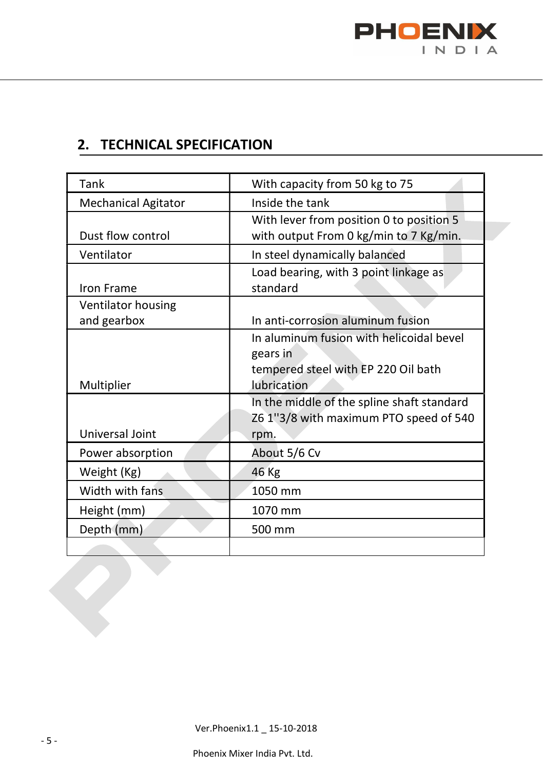## 2. TECHNICAL SPECIFICATION

| | |
|---|---|
| Tank | With capacity from 50 kg to 75 |
| Mechanical Agitator | Inside the tank |
| Dust flow control | With lever from position 0 to position 5 with output From 0 kg/min to 7 Kg/min. |
| Ventilator | In steel dynamically balanced |
| Iron Frame | Load bearing, with 3 point linkage as standard |
| Ventilator housing and gearbox | In anti-corrosion aluminum fusion |
| Multiplier | In aluminum fusion with helicoidal bevel gears in tempered steel with EP 220 Oil bath lubrication |
| Universal Joint | In the middle of the spline shaft standard Z6 1''3/8 with maximum PTO speed of 540 rpm. |
| Power absorption | About 5/6 Cv |
| Weight (Kg) | 46 Kg |
| Width with fans | 1050 mm |
| Height (mm) | 1070 mm |
| Depth (mm) | 500 mm |
| | |

Ver.Phoenix1.1 _ 15-10-2018

Phoenix Mixer India Pvt. Ltd.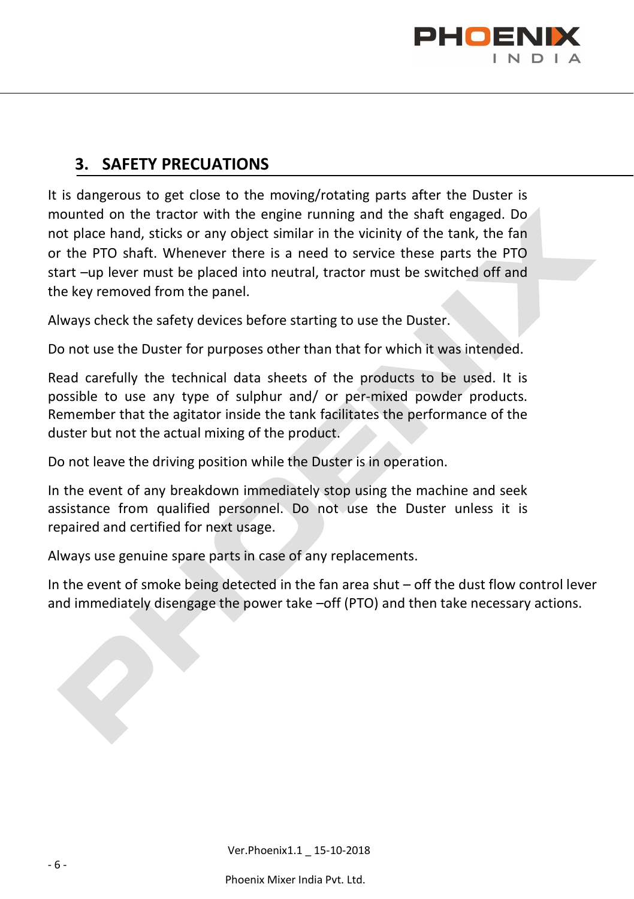## 3. SAFETY PRECUATIONS

It is dangerous to get close to the moving/rotating parts after the Duster is mounted on the tractor with the engine running and the shaft engaged. Do not place hand, sticks or any object similar in the vicinity of the tank, the fan or the PTO shaft. Whenever there is a need to service these parts the PTO start –up lever must be placed into neutral, tractor must be switched off and the key removed from the panel.

Always check the safety devices before starting to use the Duster.

Do not use the Duster for purposes other than that for which it was intended.

Read carefully the technical data sheets of the products to be used. It is possible to use any type of sulphur and/ or per-mixed powder products. Remember that the agitator inside the tank facilitates the performance of the duster but not the actual mixing of the product.

Do not leave the driving position while the Duster is in operation.

In the event of any breakdown immediately stop using the machine and seek assistance from qualified personnel. Do not use the Duster unless it is repaired and certified for next usage.

Always use genuine spare parts in case of any replacements.

In the event of smoke being detected in the fan area shut – off the dust flow control lever and immediately disengage the power take –off (PTO) and then take necessary actions.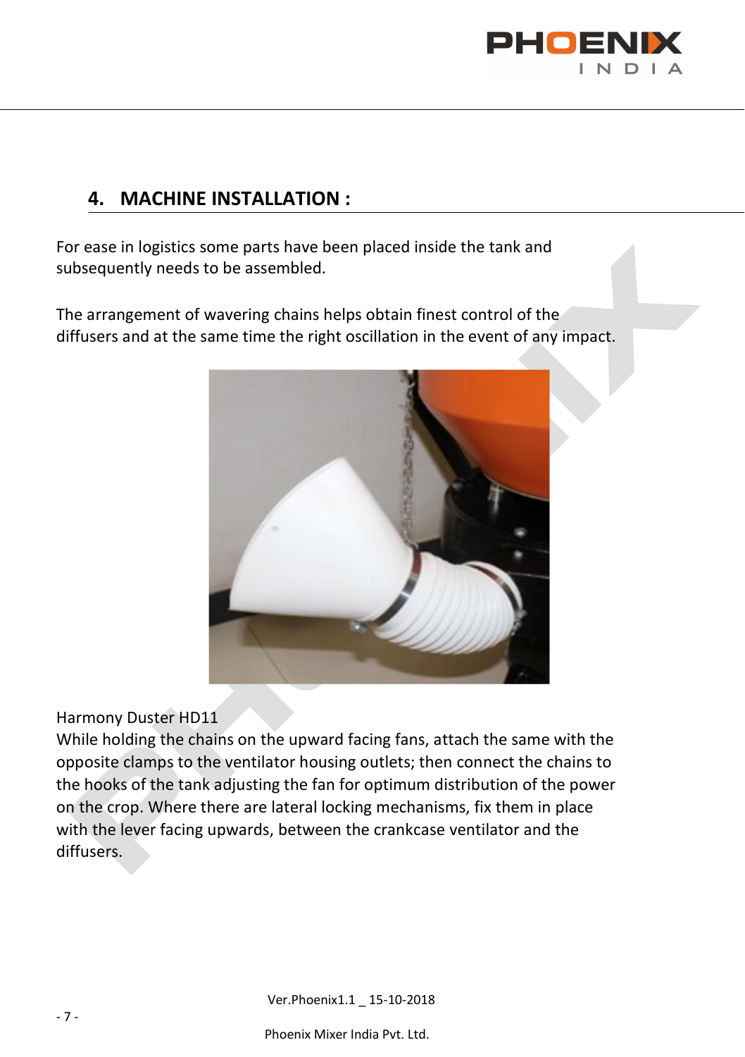## 4. MACHINE INSTALLATION :

For ease in logistics some parts have been placed inside the tank and subsequently needs to be assembled.

The arrangement of wavering chains helps obtain finest control of the diffusers and at the same time the right oscillation in the event of any impact.

Harmony Duster HD11

While holding the chains on the upward facing fans, attach the same with the opposite clamps to the ventilator housing outlets; then connect the chains to the hooks of the tank adjusting the fan for optimum distribution of the power on the crop. Where there are lateral locking mechanisms, fix them in place with the lever facing upwards, between the crankcase ventilator and the diffusers.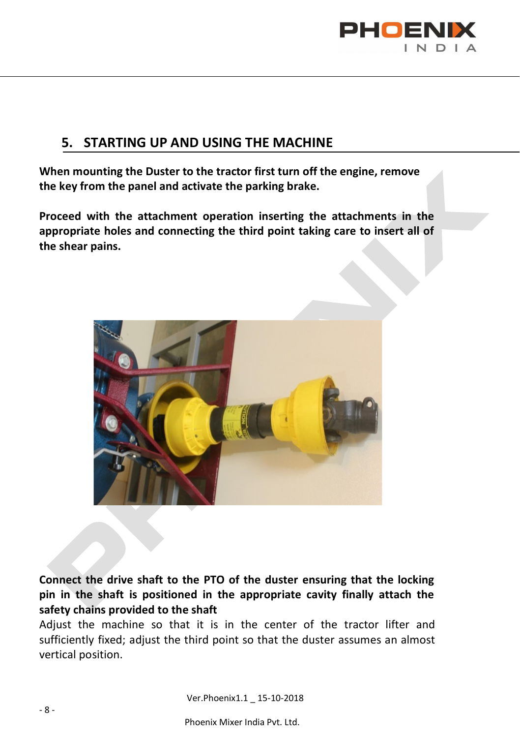## 5. STARTING UP AND USING THE MACHINE

**When mounting the Duster to the tractor first turn off the engine, remove the key from the panel and activate the parking brake.**

**Proceed with the attachment operation inserting the attachments in the appropriate holes and connecting the third point taking care to insert all of the shear pains.**

**Connect the drive shaft to the PTO of the duster ensuring that the locking pin in the shaft is positioned in the appropriate cavity finally attach the safety chains provided to the shaft**

Adjust the machine so that it is in the center of the tractor lifter and sufficiently fixed; adjust the third point so that the duster assumes an almost vertical position.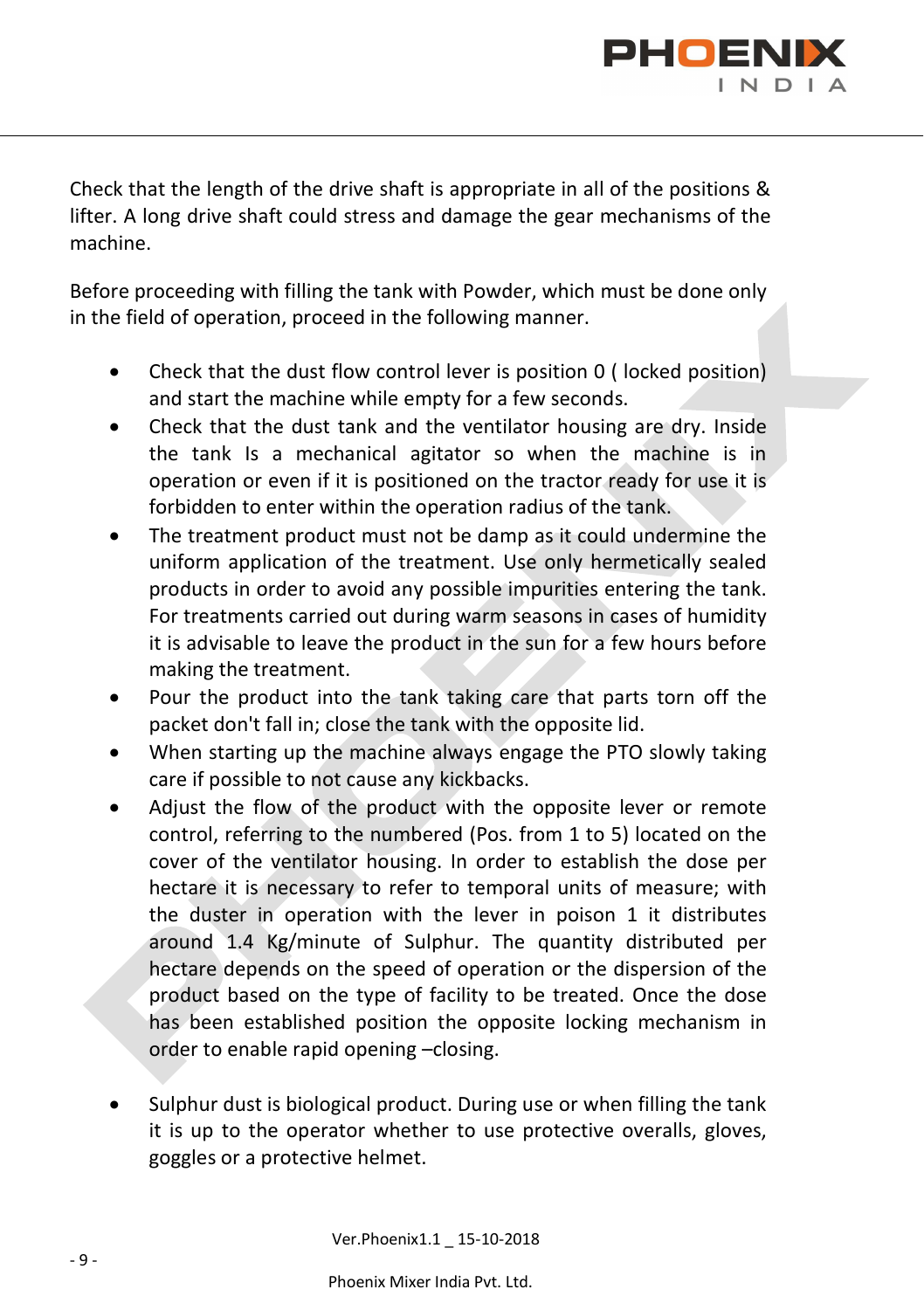Check that the length of the drive shaft is appropriate in all of the positions & lifter. A long drive shaft could stress and damage the gear mechanisms of the machine.

Before proceeding with filling the tank with Powder, which must be done only in the field of operation, proceed in the following manner.

- Check that the dust flow control lever is position 0 ( locked position) and start the machine while empty for a few seconds.
- Check that the dust tank and the ventilator housing are dry. Inside the tank Is a mechanical agitator so when the machine is in operation or even if it is positioned on the tractor ready for use it is forbidden to enter within the operation radius of the tank.
- The treatment product must not be damp as it could undermine the uniform application of the treatment. Use only hermetically sealed products in order to avoid any possible impurities entering the tank. For treatments carried out during warm seasons in cases of humidity it is advisable to leave the product in the sun for a few hours before making the treatment.
- Pour the product into the tank taking care that parts torn off the packet don't fall in; close the tank with the opposite lid.
- When starting up the machine always engage the PTO slowly taking care if possible to not cause any kickbacks.
- Adjust the flow of the product with the opposite lever or remote control, referring to the numbered (Pos. from 1 to 5) located on the cover of the ventilator housing. In order to establish the dose per hectare it is necessary to refer to temporal units of measure; with the duster in operation with the lever in poison 1 it distributes around 1.4 Kg/minute of Sulphur. The quantity distributed per hectare depends on the speed of operation or the dispersion of the product based on the type of facility to be treated. Once the dose has been established position the opposite locking mechanism in order to enable rapid opening –closing.

- Sulphur dust is biological product. During use or when filling the tank it is up to the operator whether to use protective overalls, gloves, goggles or a protective helmet.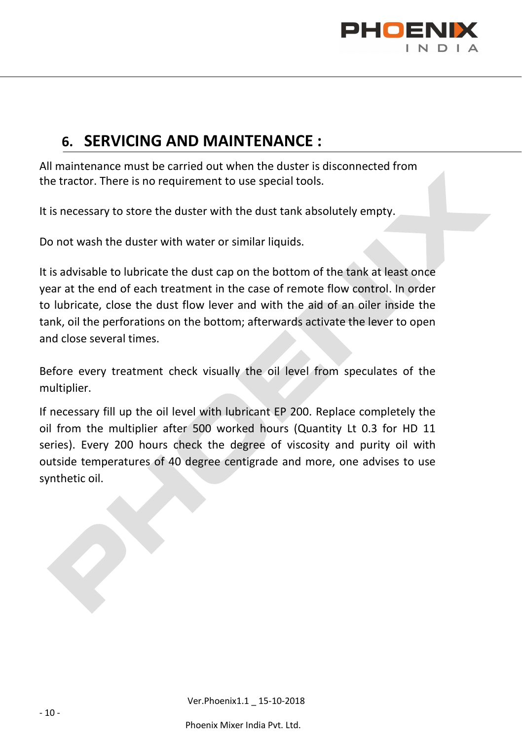## 6. SERVICING AND MAINTENANCE :

All maintenance must be carried out when the duster is disconnected from the tractor. There is no requirement to use special tools.

It is necessary to store the duster with the dust tank absolutely empty.

Do not wash the duster with water or similar liquids.

It is advisable to lubricate the dust cap on the bottom of the tank at least once year at the end of each treatment in the case of remote flow control. In order to lubricate, close the dust flow lever and with the aid of an oiler inside the tank, oil the perforations on the bottom; afterwards activate the lever to open and close several times.

Before every treatment check visually the oil level from speculates of the multiplier.

If necessary fill up the oil level with lubricant EP 200. Replace completely the oil from the multiplier after 500 worked hours (Quantity Lt 0.3 for HD 11 series). Every 200 hours check the degree of viscosity and purity oil with outside temperatures of 40 degree centigrade and more, one advises to use synthetic oil.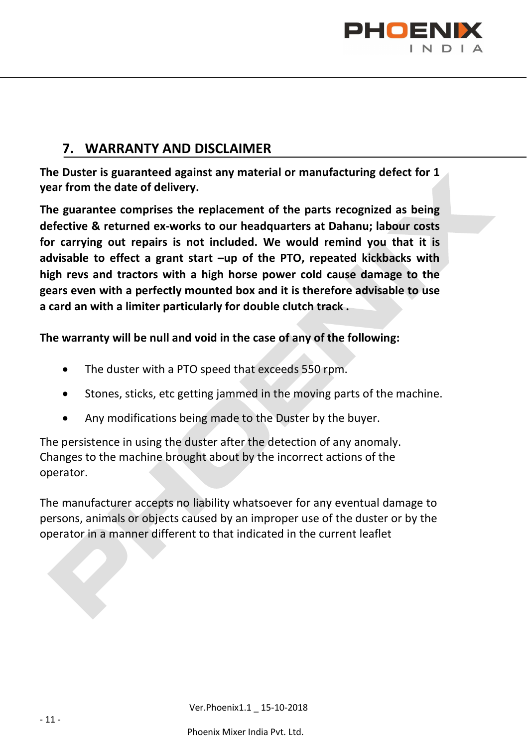## 7. WARRANTY AND DISCLAIMER

**The Duster is guaranteed against any material or manufacturing defect for 1 year from the date of delivery.**

**The guarantee comprises the replacement of the parts recognized as being defective & returned ex-works to our headquarters at Dahanu; labour costs for carrying out repairs is not included. We would remind you that it is advisable to effect a grant start –up of the PTO, repeated kickbacks with high revs and tractors with a high horse power cold cause damage to the gears even with a perfectly mounted box and it is therefore advisable to use a card an with a limiter particularly for double clutch track .**

**The warranty will be null and void in the case of any of the following:**

- The duster with a PTO speed that exceeds 550 rpm.
- Stones, sticks, etc getting jammed in the moving parts of the machine.
- Any modifications being made to the Duster by the buyer.

The persistence in using the duster after the detection of any anomaly.
Changes to the machine brought about by the incorrect actions of the operator.

The manufacturer accepts no liability whatsoever for any eventual damage to persons, animals or objects caused by an improper use of the duster or by the operator in a manner different to that indicated in the current leaflet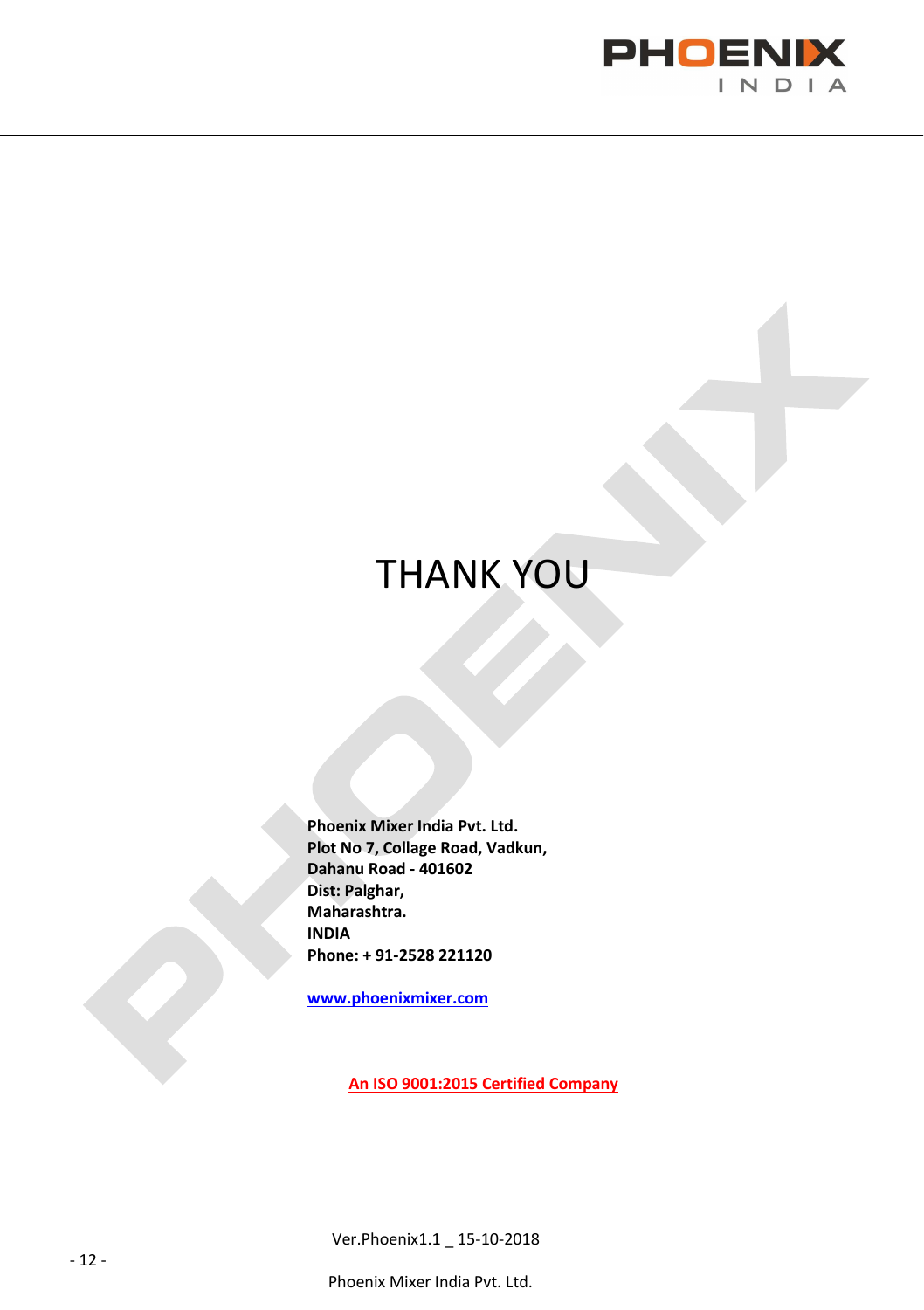# THANK YOU

**Phoenix Mixer India Pvt. Ltd.**
**Plot No 7, Collage Road, Vadkun,**
**Dahanu Road - 401602**
**Dist: Palghar,**
**Maharashtra.**
**INDIA**
**Phone: + 91-2528 221120**

**[www.phoenixmixer.com](http://www.phoenixmixer.com)**

**An ISO 9001:2015 Certified Company**